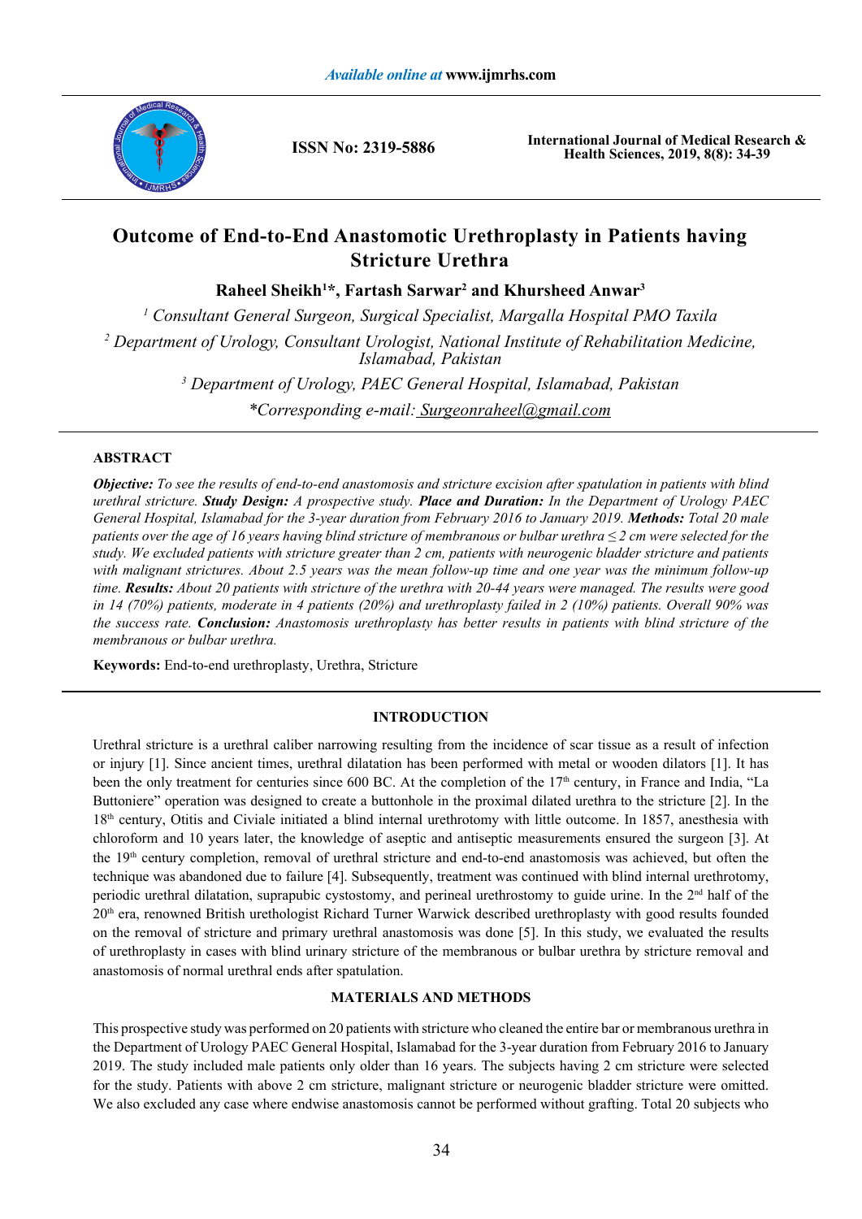# Outcome of End-to-End Anastomotic Urethroplasty in Patients having Stricture Urethra

**Raheel Sheikh[1]\*, Fartash Sarwar[2] and Khursheed Anwar[3]**

*[1] Consultant General Surgeon, Surgical Specialist, Margalla Hospital PMO Taxila*

*[2] Department of Urology, Consultant Urologist, National Institute of Rehabilitation Medicine, Islamabad, Pakistan*

*[3] Department of Urology, PAEC General Hospital, Islamabad, Pakistan*

*\*Corresponding e-mail: Surgeonraheel@gmail.com*

## ABSTRACT

***Objective:*** *To see the results of end-to-end anastomosis and stricture excision after spatulation in patients with blind urethral stricture.* ***Study Design:*** *A prospective study.* ***Place and Duration:*** *In the Department of Urology PAEC General Hospital, Islamabad for the 3-year duration from February 2016 to January 2019.* ***Methods:*** *Total 20 male patients over the age of 16 years having blind stricture of membranous or bulbar urethra ≤ 2 cm were selected for the study. We excluded patients with stricture greater than 2 cm, patients with neurogenic bladder stricture and patients with malignant strictures. About 2.5 years was the mean follow-up time and one year was the minimum follow-up time.* ***Results:*** *About 20 patients with stricture of the urethra with 20-44 years were managed. The results were good in 14 (70%) patients, moderate in 4 patients (20%) and urethroplasty failed in 2 (10%) patients. Overall 90% was the success rate.* ***Conclusion:*** *Anastomosis urethroplasty has better results in patients with blind stricture of the membranous or bulbar urethra.*

**Keywords:** End-to-end urethroplasty, Urethra, Stricture

## INTRODUCTION

Urethral stricture is a urethral caliber narrowing resulting from the incidence of scar tissue as a result of infection or injury [1]. Since ancient times, urethral dilatation has been performed with metal or wooden dilators [1]. It has been the only treatment for centuries since 600 BC. At the completion of the 17th century, in France and India, "La Buttoniere" operation was designed to create a buttonhole in the proximal dilated urethra to the stricture [2]. In the 18th century, Otitis and Civiale initiated a blind internal urethrotomy with little outcome. In 1857, anesthesia with chloroform and 10 years later, the knowledge of aseptic and antiseptic measurements ensured the surgeon [3]. At the 19th century completion, removal of urethral stricture and end-to-end anastomosis was achieved, but often the technique was abandoned due to failure [4]. Subsequently, treatment was continued with blind internal urethrotomy, periodic urethral dilatation, suprapubic cystostomy, and perineal urethrostomy to guide urine. In the 2nd half of the 20th era, renowned British urethologist Richard Turner Warwick described urethroplasty with good results founded on the removal of stricture and primary urethral anastomosis was done [5]. In this study, we evaluated the results of urethroplasty in cases with blind urinary stricture of the membranous or bulbar urethra by stricture removal and anastomosis of normal urethral ends after spatulation.

## MATERIALS AND METHODS

This prospective study was performed on 20 patients with stricture who cleaned the entire bar or membranous urethra in the Department of Urology PAEC General Hospital, Islamabad for the 3-year duration from February 2016 to January 2019. The study included male patients only older than 16 years. The subjects having 2 cm stricture were selected for the study. Patients with above 2 cm stricture, malignant stricture or neurogenic bladder stricture were omitted. We also excluded any case where endwise anastomosis cannot be performed without grafting. Total 20 subjects who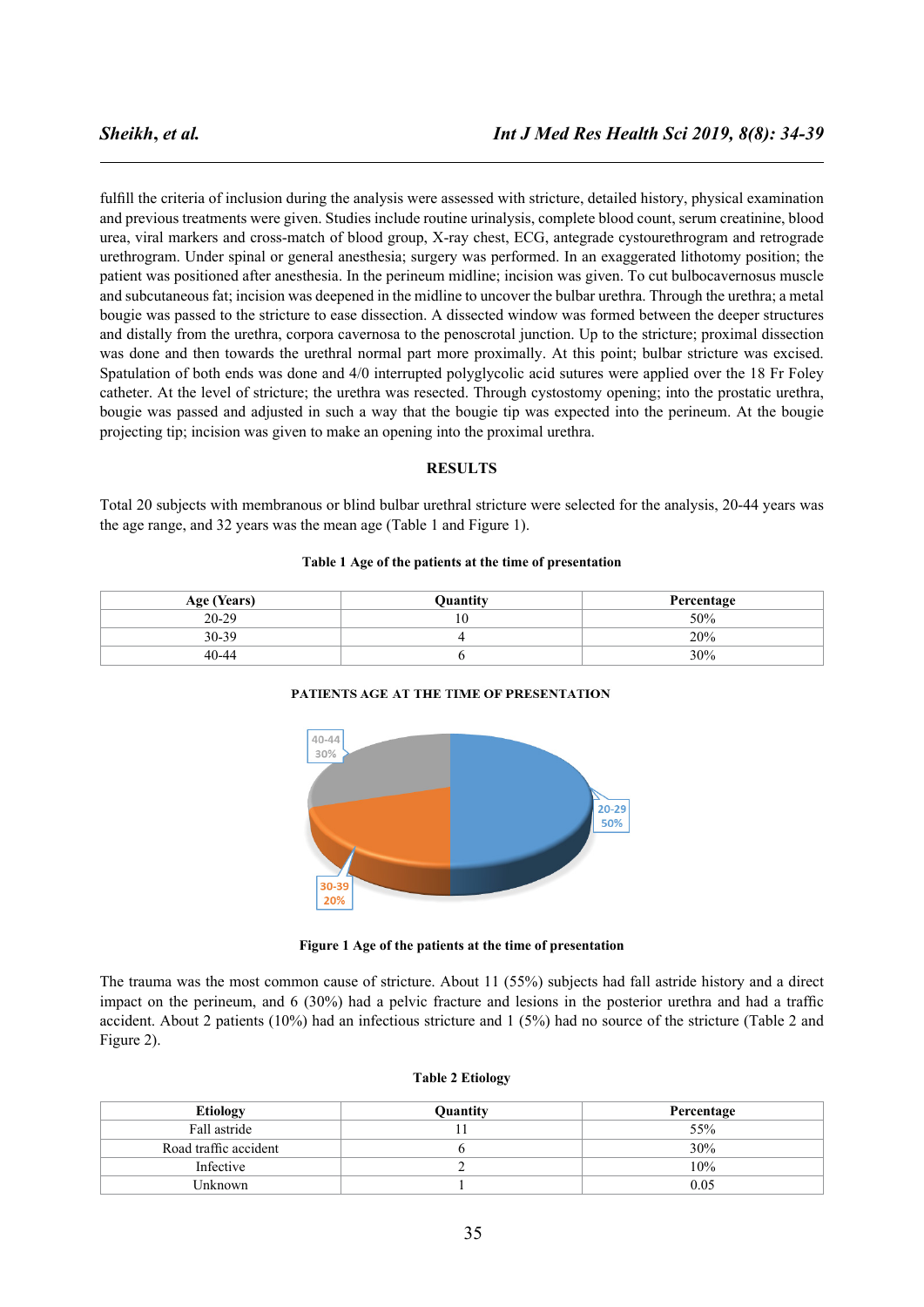fulfill the criteria of inclusion during the analysis were assessed with stricture, detailed history, physical examination and previous treatments were given. Studies include routine urinalysis, complete blood count, serum creatinine, blood urea, viral markers and cross-match of blood group, X-ray chest, ECG, antegrade cystourethrogram and retrograde urethrogram. Under spinal or general anesthesia; surgery was performed. In an exaggerated lithotomy position; the patient was positioned after anesthesia. In the perineum midline; incision was given. To cut bulbocavernosus muscle and subcutaneous fat; incision was deepened in the midline to uncover the bulbar urethra. Through the urethra; a metal bougie was passed to the stricture to ease dissection. A dissected window was formed between the deeper structures and distally from the urethra, corpora cavernosa to the penoscrotal junction. Up to the stricture; proximal dissection was done and then towards the urethral normal part more proximally. At this point; bulbar stricture was excised. Spatulation of both ends was done and 4/0 interrupted polyglycolic acid sutures were applied over the 18 Fr Foley catheter. At the level of stricture; the urethra was resected. Through cystostomy opening; into the prostatic urethra, bougie was passed and adjusted in such a way that the bougie tip was expected into the perineum. At the bougie projecting tip; incision was given to make an opening into the proximal urethra.

## RESULTS

Total 20 subjects with membranous or blind bulbar urethral stricture were selected for the analysis, 20-44 years was the age range, and 32 years was the mean age (Table 1 and Figure 1).

**Table 1 Age of the patients at the time of presentation**

| Age (Years) | Quantity | Percentage |
|---|---|---|
| 20-29 | 10 | 50% |
| 30-39 | 4 | 20% |
| 40-44 | 6 | 30% |

PATIENTS AGE AT THE TIME OF PRESENTATION

40-44 30%

20-29 50%

30-39 20%

**Figure 1 Age of the patients at the time of presentation**

The trauma was the most common cause of stricture. About 11 (55%) subjects had fall astride history and a direct impact on the perineum, and 6 (30%) had a pelvic fracture and lesions in the posterior urethra and had a traffic accident. About 2 patients (10%) had an infectious stricture and 1 (5%) had no source of the stricture (Table 2 and Figure 2).

**Table 2 Etiology**

| Etiology | Quantity | Percentage |
|---|---|---|
| Fall astride | 11 | 55% |
| Road traffic accident | 6 | 30% |
| Infective | 2 | 10% |
| Unknown | 1 | 0.05 |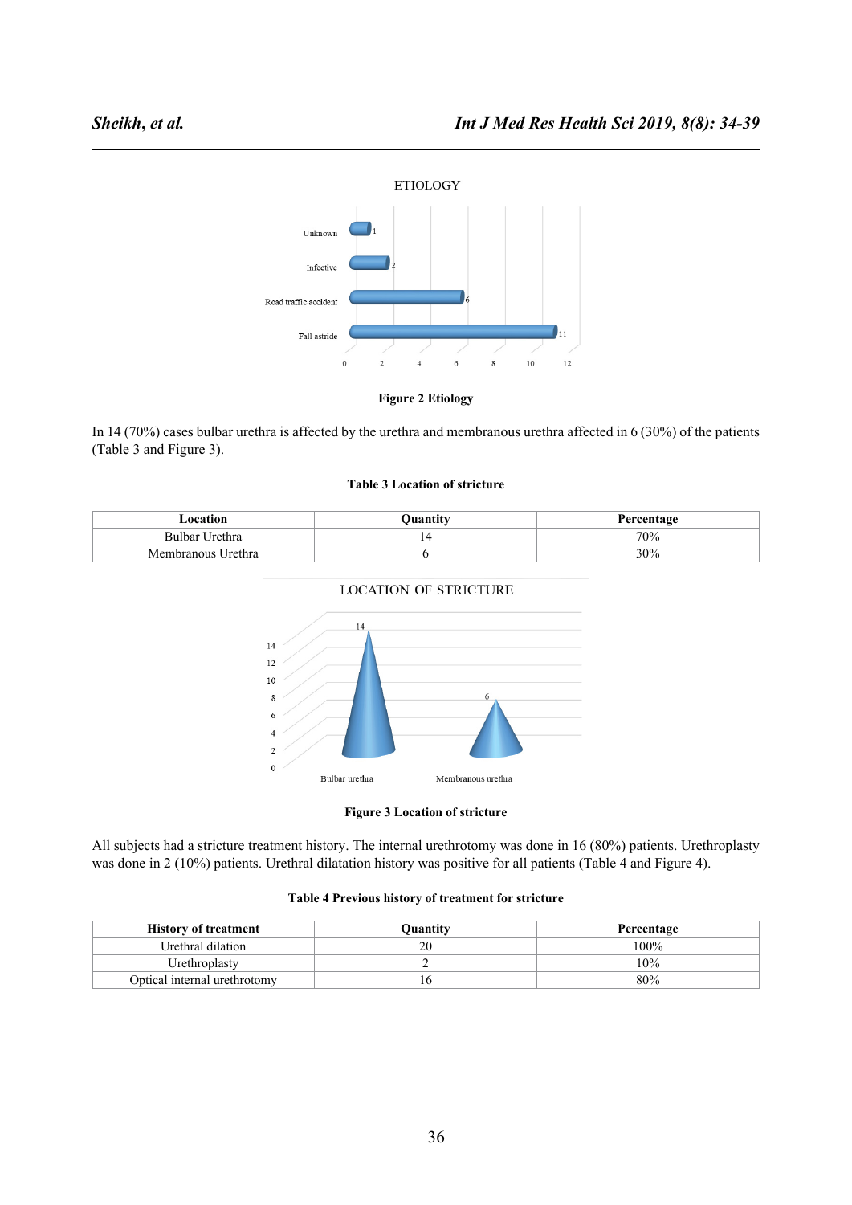**Figure 2 Etiology**

In 14 (70%) cases bulbar urethra is affected by the urethra and membranous urethra affected in 6 (30%) of the patients (Table 3 and Figure 3).

**Table 3 Location of stricture**

| Location | Quantity | Percentage |
|---|---|---|
| Bulbar Urethra | 14 | 70% |
| Membranous Urethra | 6 | 30% |

**Figure 3 Location of stricture**

All subjects had a stricture treatment history. The internal urethrotomy was done in 16 (80%) patients. Urethroplasty was done in 2 (10%) patients. Urethral dilatation history was positive for all patients (Table 4 and Figure 4).

**Table 4 Previous history of treatment for stricture**

| History of treatment | Quantity | Percentage |
|---|---|---|
| Urethral dilation | 20 | 100% |
| Urethroplasty | 2 | 10% |
| Optical internal urethrotomy | 16 | 80% |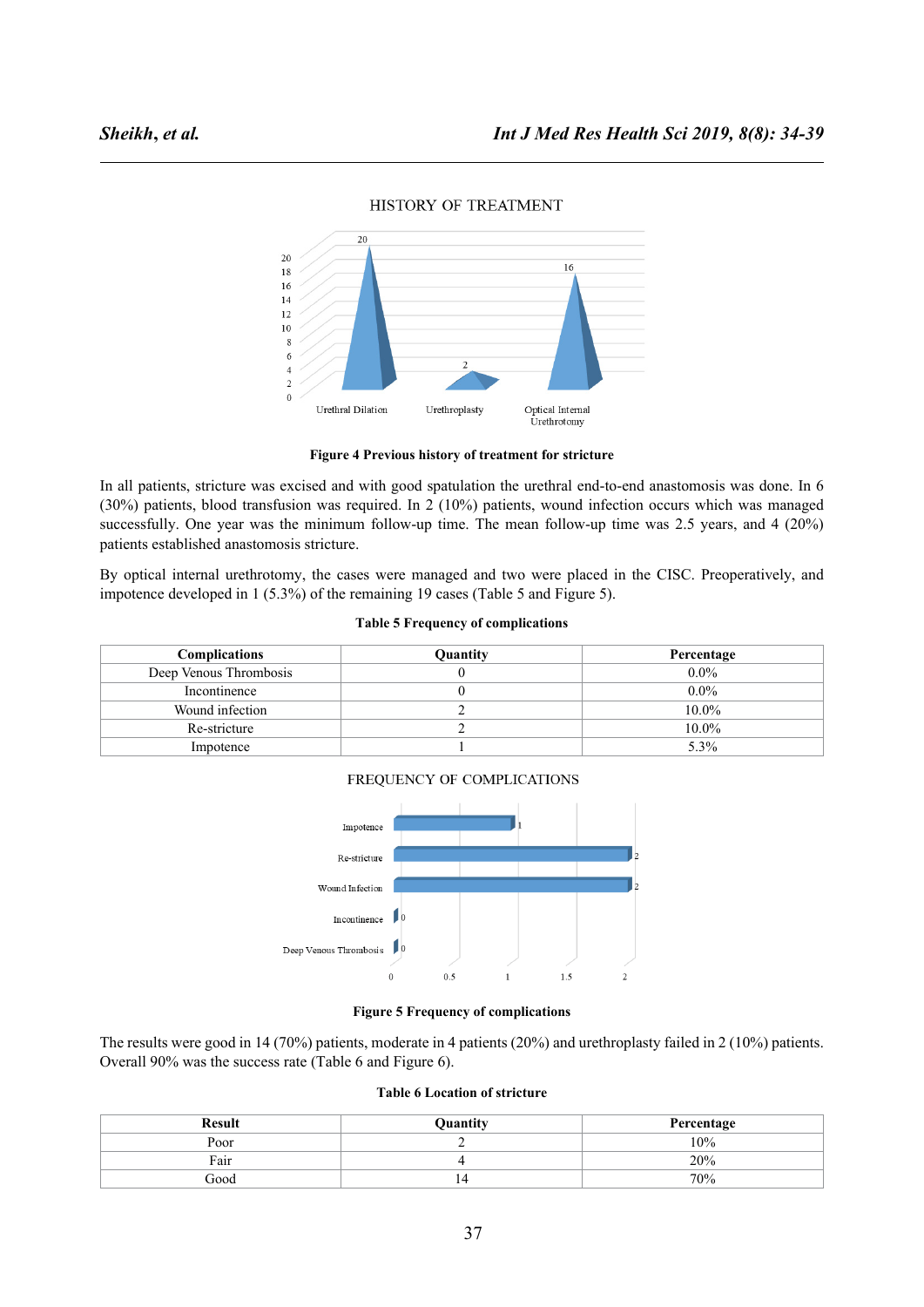**Figure 4 Previous history of treatment for stricture**

In all patients, stricture was excised and with good spatulation the urethral end-to-end anastomosis was done. In 6 (30%) patients, blood transfusion was required. In 2 (10%) patients, wound infection occurs which was managed successfully. One year was the minimum follow-up time. The mean follow-up time was 2.5 years, and 4 (20%) patients established anastomosis stricture.

By optical internal urethrotomy, the cases were managed and two were placed in the CISC. Preoperatively, and impotence developed in 1 (5.3%) of the remaining 19 cases (Table 5 and Figure 5).

**Table 5 Frequency of complications**

| Complications | Quantity | Percentage |
|---|---|---|
| Deep Venous Thrombosis | 0 | 0.0% |
| Incontinence | 0 | 0.0% |
| Wound infection | 2 | 10.0% |
| Re-stricture | 2 | 10.0% |
| Impotence | 1 | 5.3% |

**Figure 5 Frequency of complications**

The results were good in 14 (70%) patients, moderate in 4 patients (20%) and urethroplasty failed in 2 (10%) patients. Overall 90% was the success rate (Table 6 and Figure 6).

**Table 6 Location of stricture**

| Result | Quantity | Percentage |
|---|---|---|
| Poor | 2 | 10% |
| Fair | 4 | 20% |
| Good | 14 | 70% |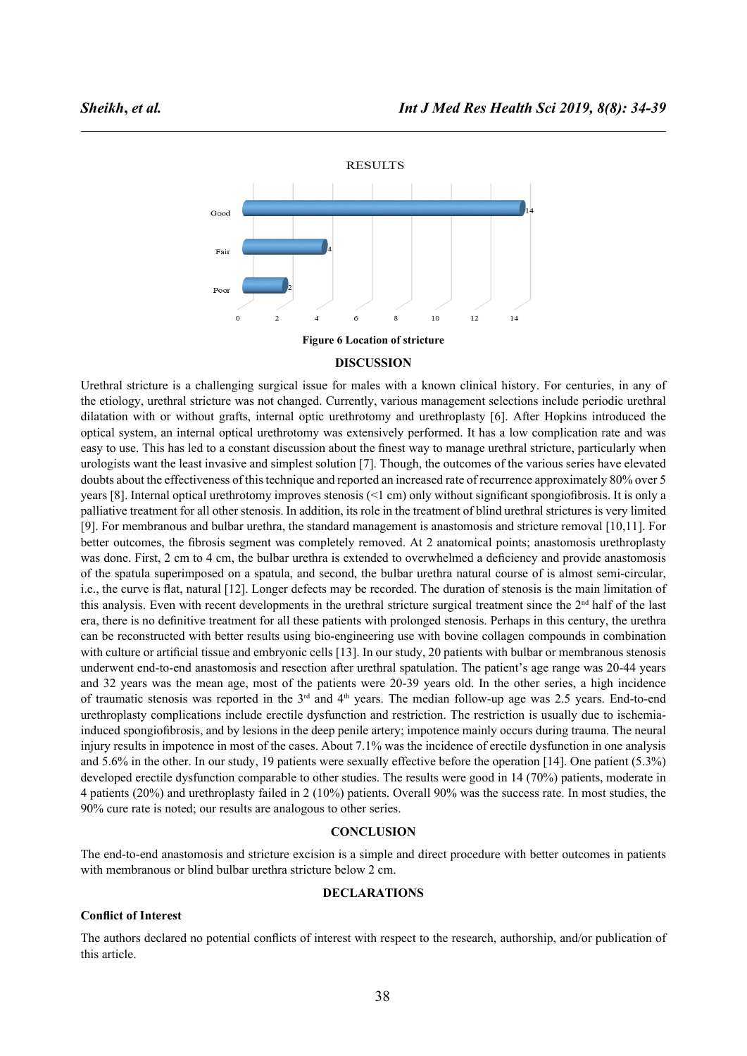RESULTS

| | |
|---|---|
| Good | 14 |
| Fair | 4 |
| Poor | 2 |

**Figure 6 Location of stricture**

## DISCUSSION

Urethral stricture is a challenging surgical issue for males with a known clinical history. For centuries, in any of the etiology, urethral stricture was not changed. Currently, various management selections include periodic urethral dilatation with or without grafts, internal optic urethrotomy and urethroplasty [6]. After Hopkins introduced the optical system, an internal optical urethrotomy was extensively performed. It has a low complication rate and was easy to use. This has led to a constant discussion about the finest way to manage urethral stricture, particularly when urologists want the least invasive and simplest solution [7]. Though, the outcomes of the various series have elevated doubts about the effectiveness of this technique and reported an increased rate of recurrence approximately 80% over 5 years [8]. Internal optical urethrotomy improves stenosis (<1 cm) only without significant spongiofibrosis. It is only a palliative treatment for all other stenosis. In addition, its role in the treatment of blind urethral strictures is very limited [9]. For membranous and bulbar urethra, the standard management is anastomosis and stricture removal [10,11]. For better outcomes, the fibrosis segment was completely removed. At 2 anatomical points; anastomosis urethroplasty was done. First, 2 cm to 4 cm, the bulbar urethra is extended to overwhelmed a deficiency and provide anastomosis of the spatula superimposed on a spatula, and second, the bulbar urethra natural course of is almost semi-circular, i.e., the curve is flat, natural [12]. Longer defects may be recorded. The duration of stenosis is the main limitation of this analysis. Even with recent developments in the urethral stricture surgical treatment since the 2nd half of the last era, there is no definitive treatment for all these patients with prolonged stenosis. Perhaps in this century, the urethra can be reconstructed with better results using bio-engineering use with bovine collagen compounds in combination with culture or artificial tissue and embryonic cells [13]. In our study, 20 patients with bulbar or membranous stenosis underwent end-to-end anastomosis and resection after urethral spatulation. The patient's age range was 20-44 years and 32 years was the mean age, most of the patients were 20-39 years old. In the other series, a high incidence of traumatic stenosis was reported in the 3rd and 4th years. The median follow-up age was 2.5 years. End-to-end urethroplasty complications include erectile dysfunction and restriction. The restriction is usually due to ischemia-induced spongiofibrosis, and by lesions in the deep penile artery; impotence mainly occurs during trauma. The neural injury results in impotence in most of the cases. About 7.1% was the incidence of erectile dysfunction in one analysis and 5.6% in the other. In our study, 19 patients were sexually effective before the operation [14]. One patient (5.3%) developed erectile dysfunction comparable to other studies. The results were good in 14 (70%) patients, moderate in 4 patients (20%) and urethroplasty failed in 2 (10%) patients. Overall 90% was the success rate. In most studies, the 90% cure rate is noted; our results are analogous to other series.

## CONCLUSION

The end-to-end anastomosis and stricture excision is a simple and direct procedure with better outcomes in patients with membranous or blind bulbar urethra stricture below 2 cm.

## DECLARATIONS

### Conflict of Interest

The authors declared no potential conflicts of interest with respect to the research, authorship, and/or publication of this article.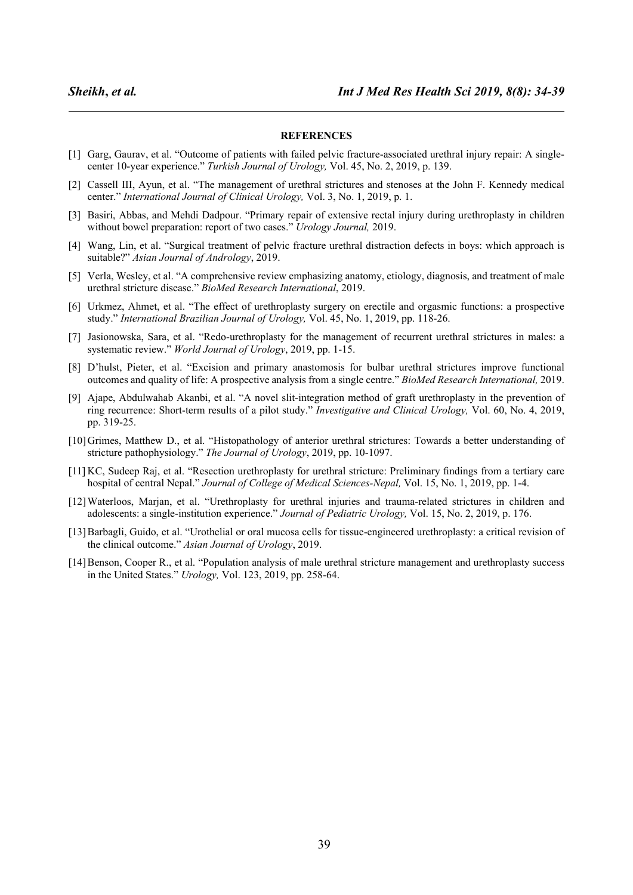## REFERENCES

[1] Garg, Gaurav, et al. "Outcome of patients with failed pelvic fracture-associated urethral injury repair: A single-center 10-year experience." *Turkish Journal of Urology,* Vol. 45, No. 2, 2019, p. 139.

[2] Cassell III, Ayun, et al. "The management of urethral strictures and stenoses at the John F. Kennedy medical center." *International Journal of Clinical Urology,* Vol. 3, No. 1, 2019, p. 1.

[3] Basiri, Abbas, and Mehdi Dadpour. "Primary repair of extensive rectal injury during urethroplasty in children without bowel preparation: report of two cases." *Urology Journal,* 2019.

[4] Wang, Lin, et al. "Surgical treatment of pelvic fracture urethral distraction defects in boys: which approach is suitable?" *Asian Journal of Andrology*, 2019.

[5] Verla, Wesley, et al. "A comprehensive review emphasizing anatomy, etiology, diagnosis, and treatment of male urethral stricture disease." *BioMed Research International*, 2019.

[6] Urkmez, Ahmet, et al. "The effect of urethroplasty surgery on erectile and orgasmic functions: a prospective study." *International Brazilian Journal of Urology,* Vol. 45, No. 1, 2019, pp. 118-26.

[7] Jasionowska, Sara, et al. "Redo-urethroplasty for the management of recurrent urethral strictures in males: a systematic review." *World Journal of Urology*, 2019, pp. 1-15.

[8] D'hulst, Pieter, et al. "Excision and primary anastomosis for bulbar urethral strictures improve functional outcomes and quality of life: A prospective analysis from a single centre." *BioMed Research International,* 2019.

[9] Ajape, Abdulwahab Akanbi, et al. "A novel slit-integration method of graft urethroplasty in the prevention of ring recurrence: Short-term results of a pilot study." *Investigative and Clinical Urology,* Vol. 60, No. 4, 2019, pp. 319-25.

[10] Grimes, Matthew D., et al. "Histopathology of anterior urethral strictures: Towards a better understanding of stricture pathophysiology." *The Journal of Urology*, 2019, pp. 10-1097.

[11] KC, Sudeep Raj, et al. "Resection urethroplasty for urethral stricture: Preliminary findings from a tertiary care hospital of central Nepal." *Journal of College of Medical Sciences-Nepal,* Vol. 15, No. 1, 2019, pp. 1-4.

[12] Waterloos, Marjan, et al. "Urethroplasty for urethral injuries and trauma-related strictures in children and adolescents: a single-institution experience." *Journal of Pediatric Urology,* Vol. 15, No. 2, 2019, p. 176.

[13] Barbagli, Guido, et al. "Urothelial or oral mucosa cells for tissue-engineered urethroplasty: a critical revision of the clinical outcome." *Asian Journal of Urology*, 2019.

[14] Benson, Cooper R., et al. "Population analysis of male urethral stricture management and urethroplasty success in the United States." *Urology,* Vol. 123, 2019, pp. 258-64.